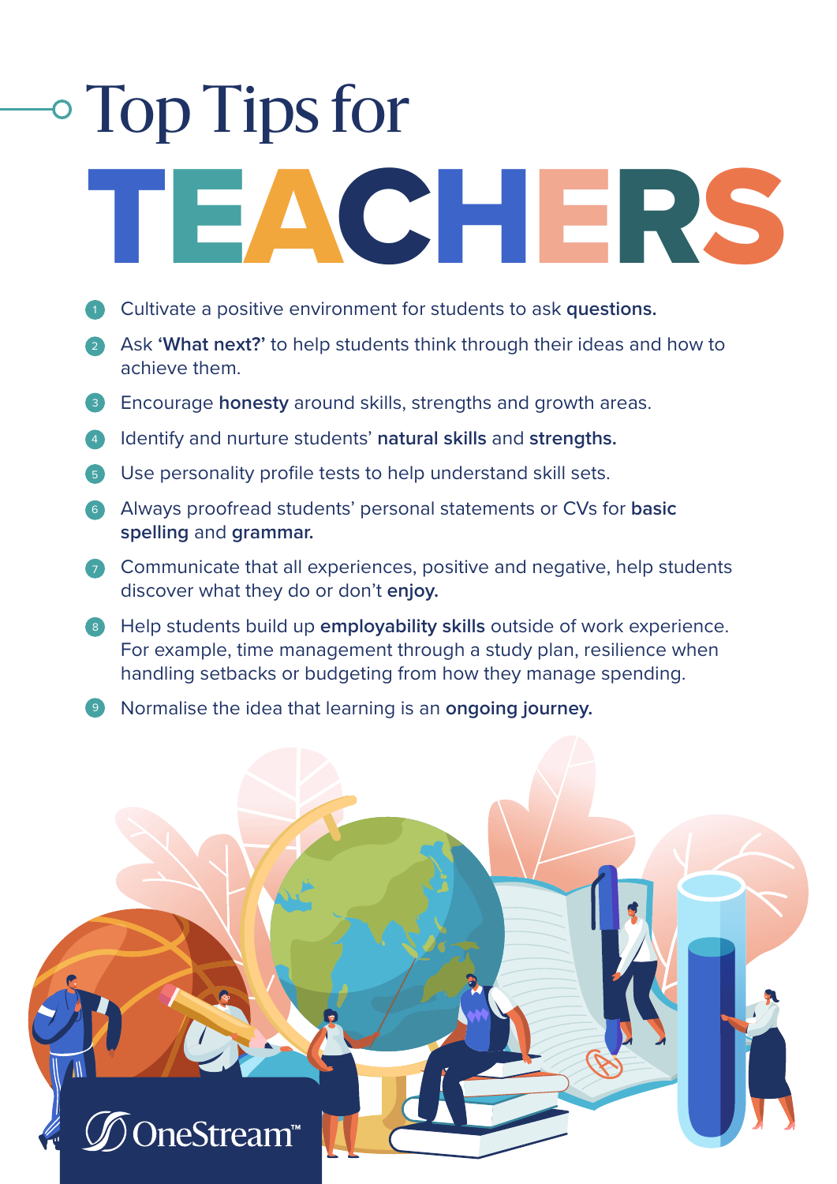# Top Tips for TEACHERS

1. Cultivate a positive environment for students to ask **questions.**
2. Ask **'What next?'** to help students think through their ideas and how to achieve them.
3. Encourage **honesty** around skills, strengths and growth areas.
4. Identify and nurture students' **natural skills** and **strengths.**
5. Use personality profile tests to help understand skill sets.
6. Always proofread students' personal statements or CVs for **basic spelling** and **grammar.**
7. Communicate that all experiences, positive and negative, help students discover what they do or don't **enjoy.**
8. Help students build up **employability skills** outside of work experience. For example, time management through a study plan, resilience when handling setbacks or budgeting from how they manage spending.
9. Normalise the idea that learning is an **ongoing journey.**

OneStream™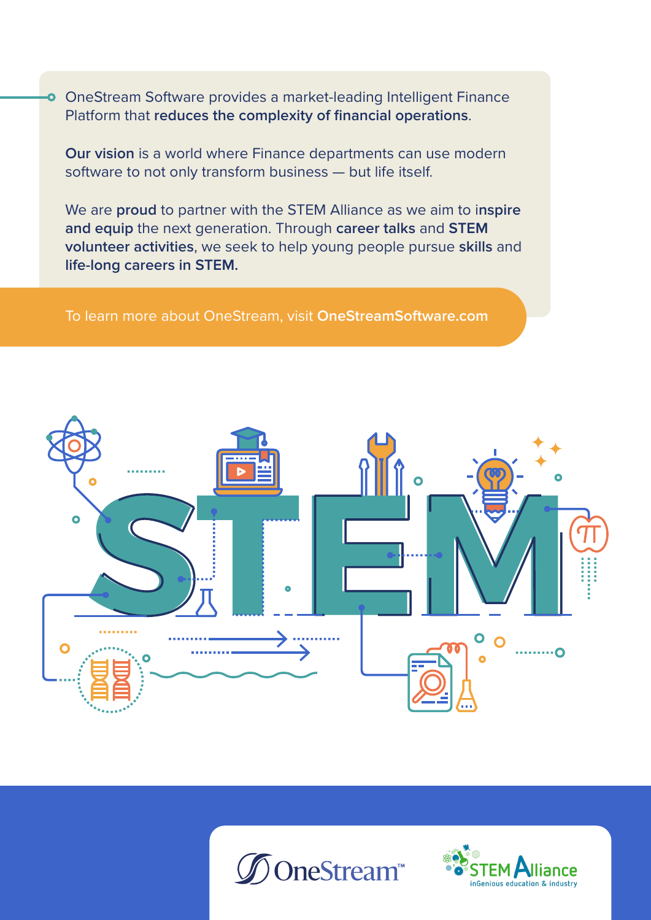OneStream Software provides a market-leading Intelligent Finance Platform that **reduces the complexity of financial operations**.

**Our vision** is a world where Finance departments can use modern software to not only transform business — but life itself.

We are **proud** to partner with the STEM Alliance as we aim to **inspire and equip** the next generation. Through **career talks** and **STEM volunteer activities**, we seek to help young people pursue **skills** and **life-long careers in STEM.**

To learn more about OneStream, visit **OneStreamSoftware.com**